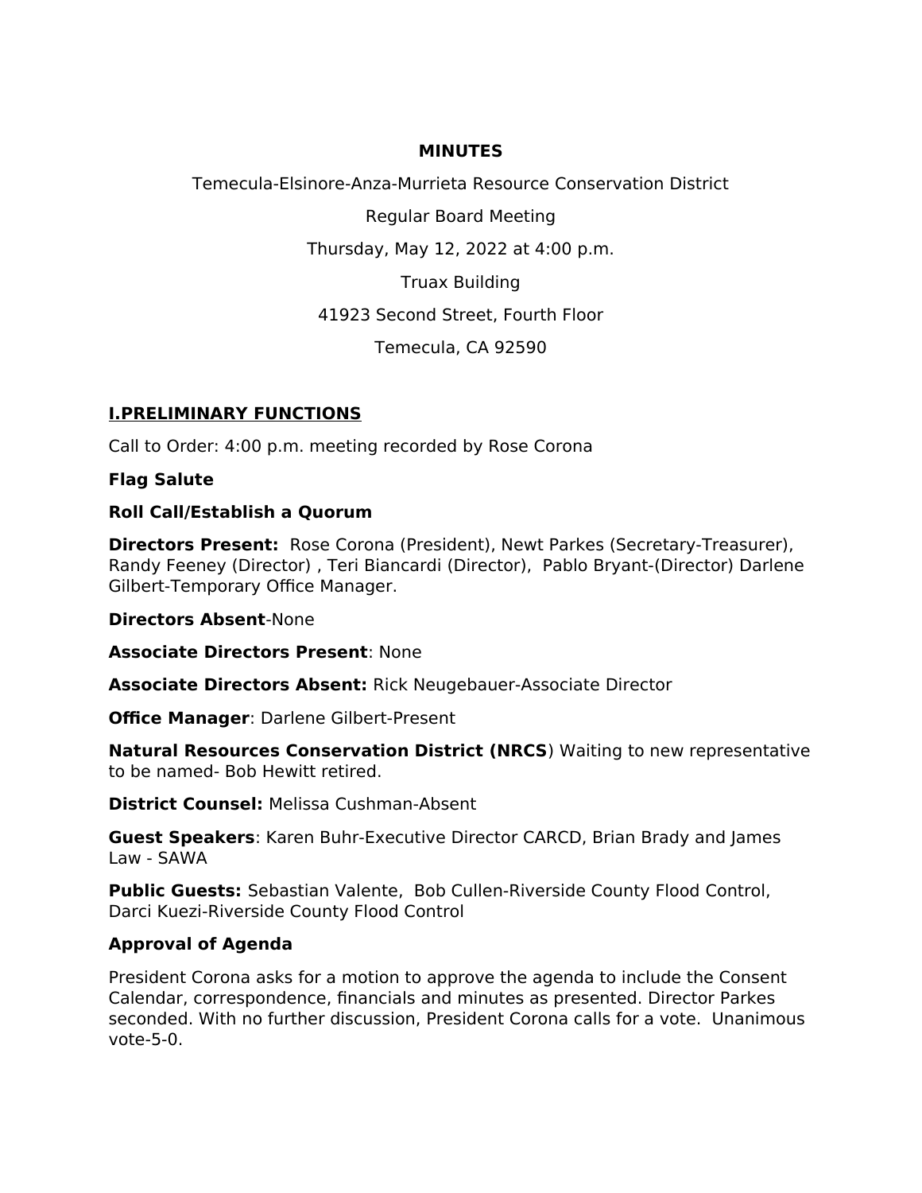**MINUTES**

Temecula-Elsinore-Anza-Murrieta Resource Conservation District

Regular Board Meeting

Thursday, May 12, 2022 at 4:00 p.m.

Truax Building

41923 Second Street, Fourth Floor

Temecula, CA 92590

## I.PRELIMINARY FUNCTIONS

Call to Order: 4:00 p.m. meeting recorded by Rose Corona

**Flag Salute**

**Roll Call/Establish a Quorum**

**Directors Present:** Rose Corona (President), Newt Parkes (Secretary-Treasurer), Randy Feeney (Director) , Teri Biancardi (Director), Pablo Bryant-(Director) Darlene Gilbert-Temporary Office Manager.

**Directors Absent**-None

**Associate Directors Present**: None

**Associate Directors Absent:** Rick Neugebauer-Associate Director

**Office Manager**: Darlene Gilbert-Present

**Natural Resources Conservation District (NRCS**) Waiting to new representative to be named- Bob Hewitt retired.

**District Counsel:** Melissa Cushman-Absent

**Guest Speakers**: Karen Buhr-Executive Director CARCD, Brian Brady and James Law - SAWA

**Public Guests:** Sebastian Valente, Bob Cullen-Riverside County Flood Control, Darci Kuezi-Riverside County Flood Control

**Approval of Agenda**

President Corona asks for a motion to approve the agenda to include the Consent Calendar, correspondence, financials and minutes as presented. Director Parkes seconded. With no further discussion, President Corona calls for a vote. Unanimous vote-5-0.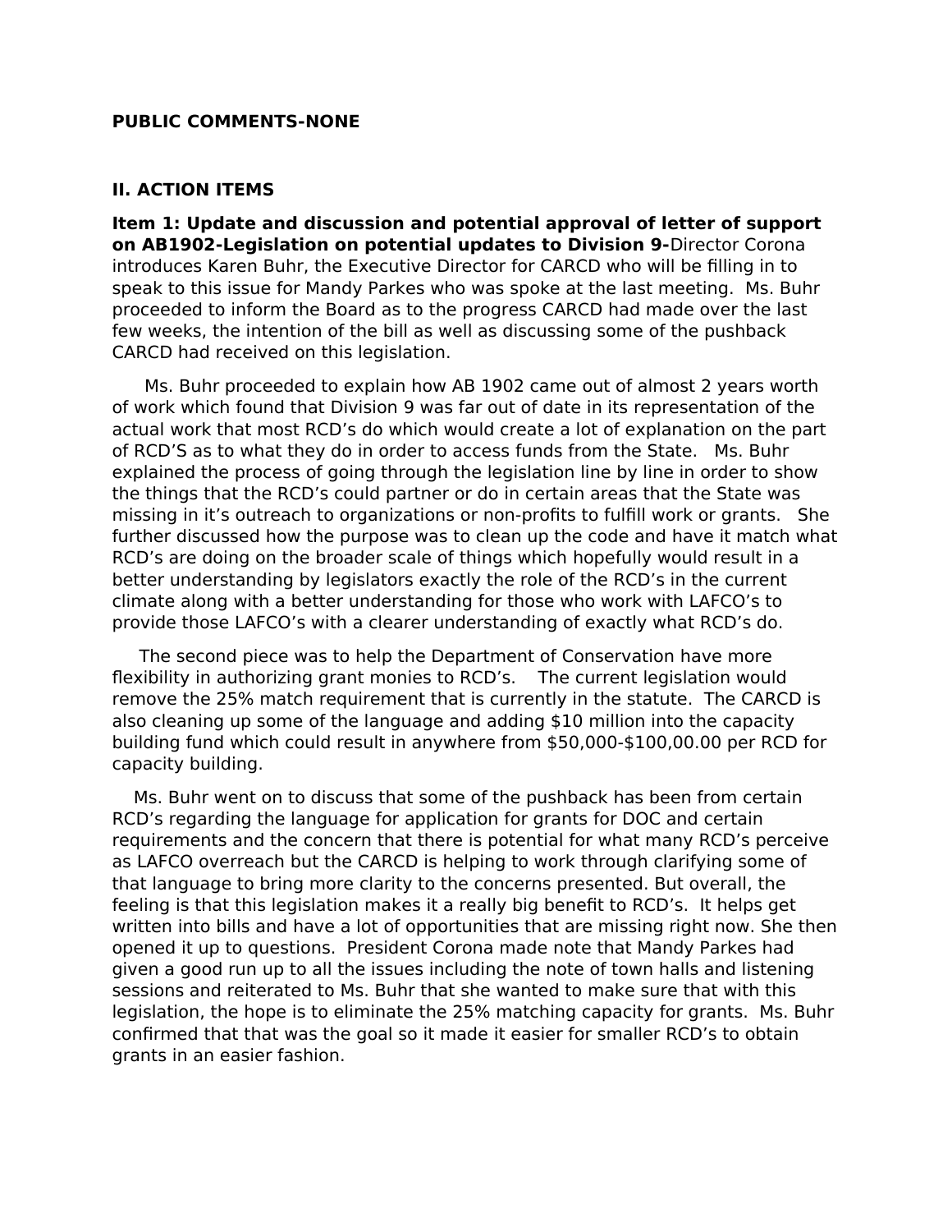**PUBLIC COMMENTS-NONE**

**II. ACTION ITEMS**

**Item 1: Update and discussion and potential approval of letter of support on AB1902-Legislation on potential updates to Division 9-**Director Corona introduces Karen Buhr, the Executive Director for CARCD who will be filling in to speak to this issue for Mandy Parkes who was spoke at the last meeting. Ms. Buhr proceeded to inform the Board as to the progress CARCD had made over the last few weeks, the intention of the bill as well as discussing some of the pushback CARCD had received on this legislation.

Ms. Buhr proceeded to explain how AB 1902 came out of almost 2 years worth of work which found that Division 9 was far out of date in its representation of the actual work that most RCD's do which would create a lot of explanation on the part of RCD'S as to what they do in order to access funds from the State. Ms. Buhr explained the process of going through the legislation line by line in order to show the things that the RCD's could partner or do in certain areas that the State was missing in it's outreach to organizations or non-profits to fulfill work or grants. She further discussed how the purpose was to clean up the code and have it match what RCD's are doing on the broader scale of things which hopefully would result in a better understanding by legislators exactly the role of the RCD's in the current climate along with a better understanding for those who work with LAFCO's to provide those LAFCO's with a clearer understanding of exactly what RCD's do.

The second piece was to help the Department of Conservation have more flexibility in authorizing grant monies to RCD's. The current legislation would remove the 25% match requirement that is currently in the statute. The CARCD is also cleaning up some of the language and adding $10 million into the capacity building fund which could result in anywhere from $50,000-$100,00.00 per RCD for capacity building.

Ms. Buhr went on to discuss that some of the pushback has been from certain RCD's regarding the language for application for grants for DOC and certain requirements and the concern that there is potential for what many RCD's perceive as LAFCO overreach but the CARCD is helping to work through clarifying some of that language to bring more clarity to the concerns presented. But overall, the feeling is that this legislation makes it a really big benefit to RCD's. It helps get written into bills and have a lot of opportunities that are missing right now. She then opened it up to questions. President Corona made note that Mandy Parkes had given a good run up to all the issues including the note of town halls and listening sessions and reiterated to Ms. Buhr that she wanted to make sure that with this legislation, the hope is to eliminate the 25% matching capacity for grants. Ms. Buhr confirmed that that was the goal so it made it easier for smaller RCD's to obtain grants in an easier fashion.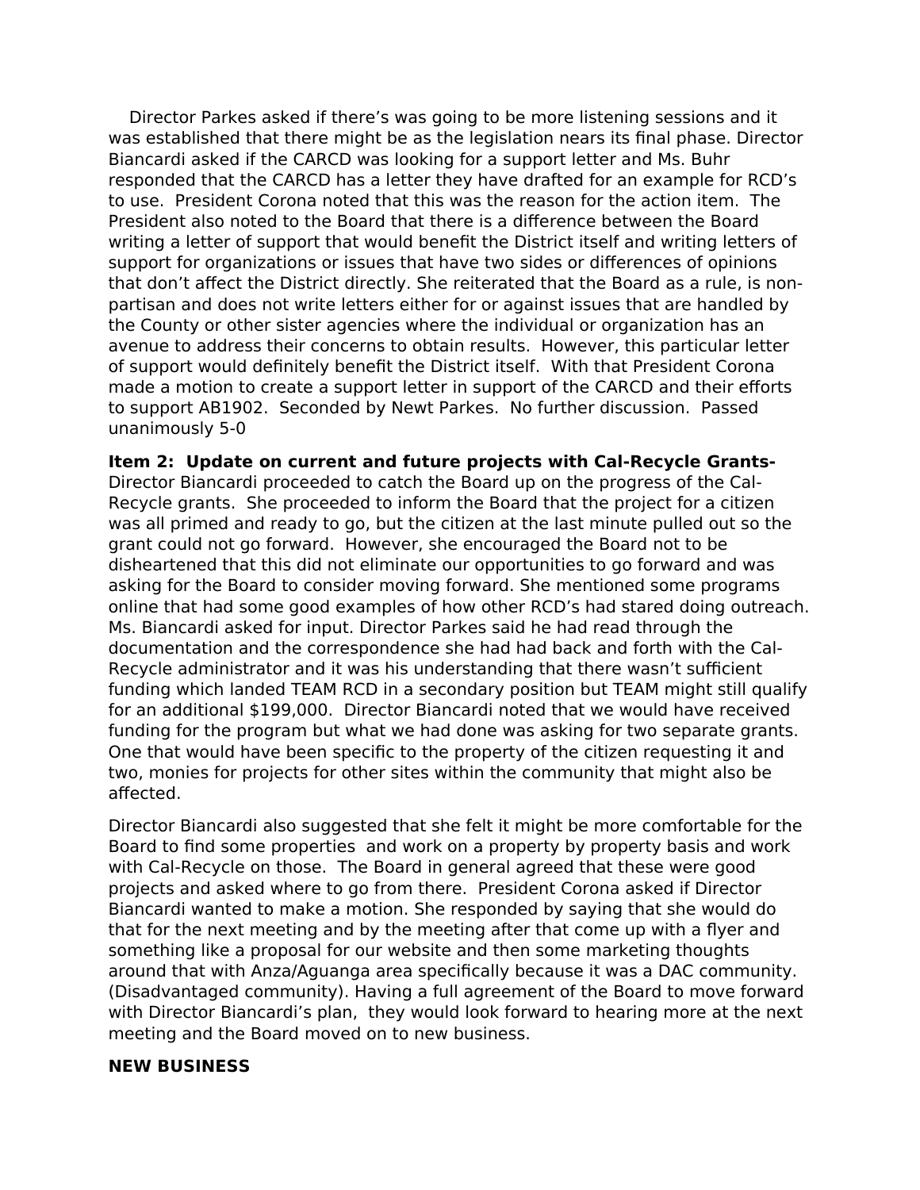Director Parkes asked if there's was going to be more listening sessions and it was established that there might be as the legislation nears its final phase. Director Biancardi asked if the CARCD was looking for a support letter and Ms. Buhr responded that the CARCD has a letter they have drafted for an example for RCD's to use. President Corona noted that this was the reason for the action item. The President also noted to the Board that there is a difference between the Board writing a letter of support that would benefit the District itself and writing letters of support for organizations or issues that have two sides or differences of opinions that don't affect the District directly. She reiterated that the Board as a rule, is non-partisan and does not write letters either for or against issues that are handled by the County or other sister agencies where the individual or organization has an avenue to address their concerns to obtain results. However, this particular letter of support would definitely benefit the District itself. With that President Corona made a motion to create a support letter in support of the CARCD and their efforts to support AB1902. Seconded by Newt Parkes. No further discussion. Passed unanimously 5-0

**Item 2: Update on current and future projects with Cal-Recycle Grants-** Director Biancardi proceeded to catch the Board up on the progress of the Cal-Recycle grants. She proceeded to inform the Board that the project for a citizen was all primed and ready to go, but the citizen at the last minute pulled out so the grant could not go forward. However, she encouraged the Board not to be disheartened that this did not eliminate our opportunities to go forward and was asking for the Board to consider moving forward. She mentioned some programs online that had some good examples of how other RCD's had stared doing outreach. Ms. Biancardi asked for input. Director Parkes said he had read through the documentation and the correspondence she had had back and forth with the Cal-Recycle administrator and it was his understanding that there wasn't sufficient funding which landed TEAM RCD in a secondary position but TEAM might still qualify for an additional $199,000. Director Biancardi noted that we would have received funding for the program but what we had done was asking for two separate grants. One that would have been specific to the property of the citizen requesting it and two, monies for projects for other sites within the community that might also be affected.

Director Biancardi also suggested that she felt it might be more comfortable for the Board to find some properties and work on a property by property basis and work with Cal-Recycle on those. The Board in general agreed that these were good projects and asked where to go from there. President Corona asked if Director Biancardi wanted to make a motion. She responded by saying that she would do that for the next meeting and by the meeting after that come up with a flyer and something like a proposal for our website and then some marketing thoughts around that with Anza/Aguanga area specifically because it was a DAC community. (Disadvantaged community). Having a full agreement of the Board to move forward with Director Biancardi's plan, they would look forward to hearing more at the next meeting and the Board moved on to new business.

**NEW BUSINESS**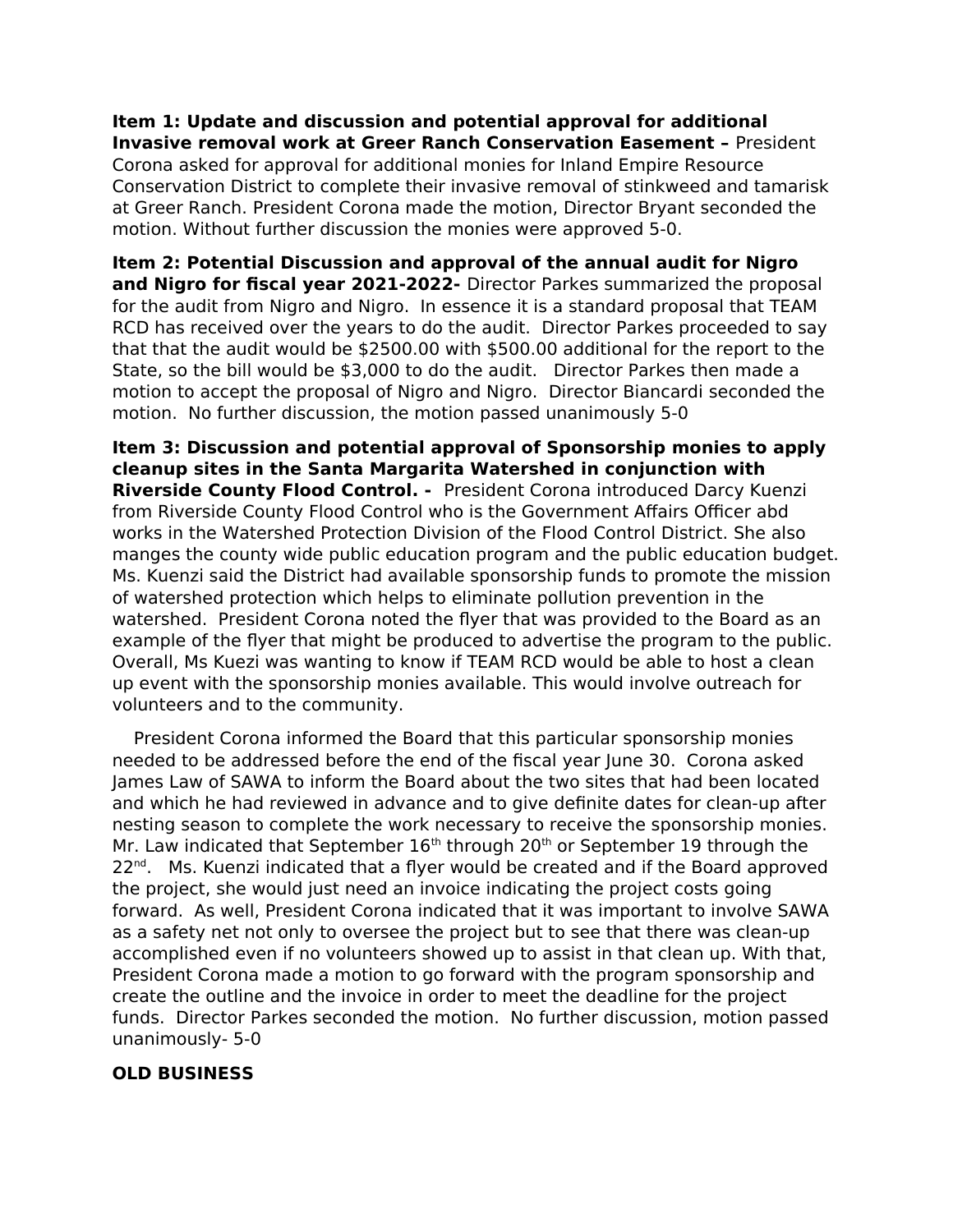**Item 1: Update and discussion and potential approval for additional Invasive removal work at Greer Ranch Conservation Easement –** President Corona asked for approval for additional monies for Inland Empire Resource Conservation District to complete their invasive removal of stinkweed and tamarisk at Greer Ranch. President Corona made the motion, Director Bryant seconded the motion. Without further discussion the monies were approved 5-0.

**Item 2: Potential Discussion and approval of the annual audit for Nigro and Nigro for fiscal year 2021-2022-** Director Parkes summarized the proposal for the audit from Nigro and Nigro. In essence it is a standard proposal that TEAM RCD has received over the years to do the audit. Director Parkes proceeded to say that that the audit would be \$2500.00 with \$500.00 additional for the report to the State, so the bill would be \$3,000 to do the audit. Director Parkes then made a motion to accept the proposal of Nigro and Nigro. Director Biancardi seconded the motion. No further discussion, the motion passed unanimously 5-0

**Item 3: Discussion and potential approval of Sponsorship monies to apply cleanup sites in the Santa Margarita Watershed in conjunction with Riverside County Flood Control. -** President Corona introduced Darcy Kuenzi from Riverside County Flood Control who is the Government Affairs Officer abd works in the Watershed Protection Division of the Flood Control District. She also manges the county wide public education program and the public education budget. Ms. Kuenzi said the District had available sponsorship funds to promote the mission of watershed protection which helps to eliminate pollution prevention in the watershed. President Corona noted the flyer that was provided to the Board as an example of the flyer that might be produced to advertise the program to the public. Overall, Ms Kuezi was wanting to know if TEAM RCD would be able to host a clean up event with the sponsorship monies available. This would involve outreach for volunteers and to the community.

President Corona informed the Board that this particular sponsorship monies needed to be addressed before the end of the fiscal year June 30. Corona asked James Law of SAWA to inform the Board about the two sites that had been located and which he had reviewed in advance and to give definite dates for clean-up after nesting season to complete the work necessary to receive the sponsorship monies. Mr. Law indicated that September 16th through 20th or September 19 through the 22nd. Ms. Kuenzi indicated that a flyer would be created and if the Board approved the project, she would just need an invoice indicating the project costs going forward. As well, President Corona indicated that it was important to involve SAWA as a safety net not only to oversee the project but to see that there was clean-up accomplished even if no volunteers showed up to assist in that clean up. With that, President Corona made a motion to go forward with the program sponsorship and create the outline and the invoice in order to meet the deadline for the project funds. Director Parkes seconded the motion. No further discussion, motion passed unanimously- 5-0

**OLD BUSINESS**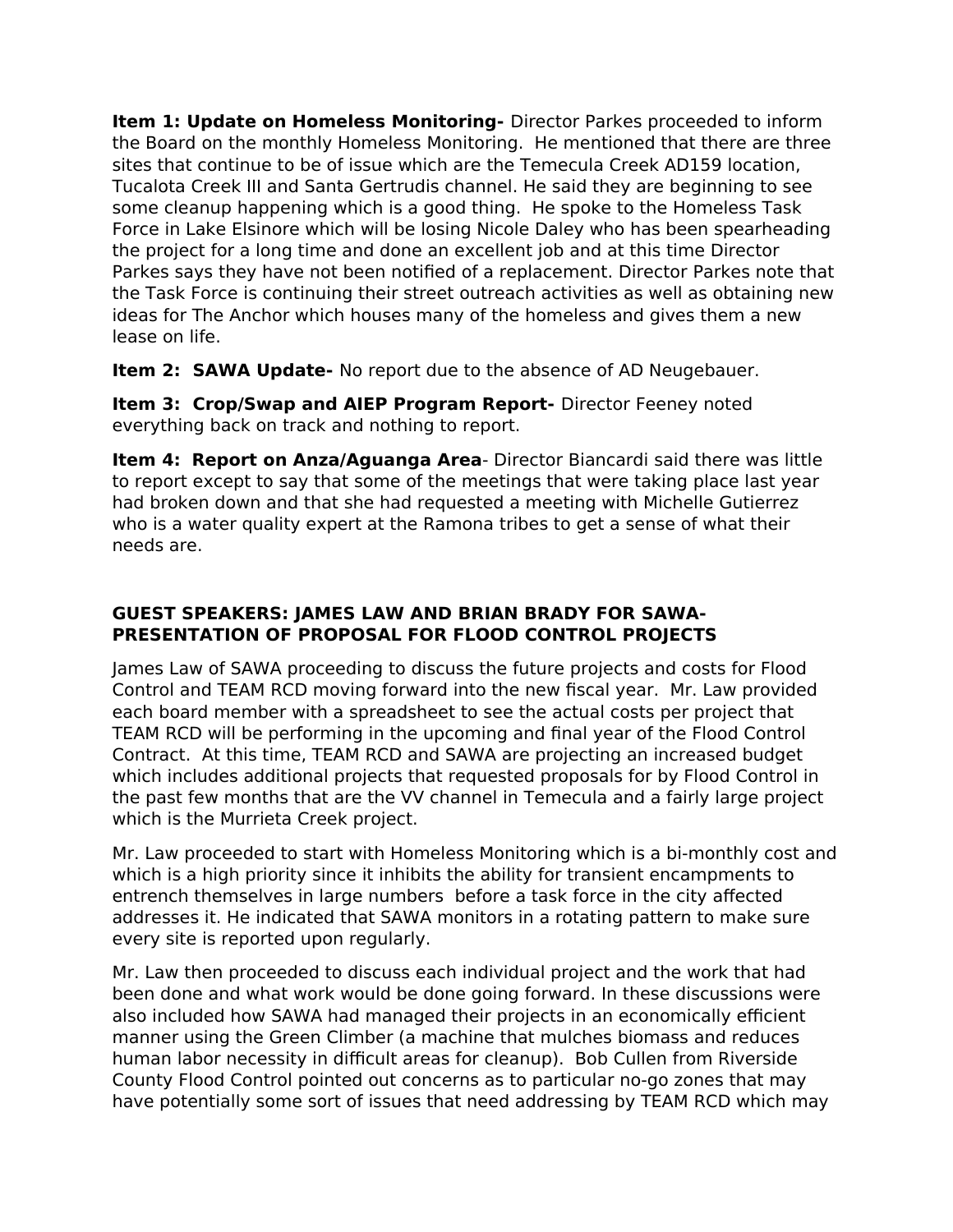**Item 1: Update on Homeless Monitoring-** Director Parkes proceeded to inform the Board on the monthly Homeless Monitoring. He mentioned that there are three sites that continue to be of issue which are the Temecula Creek AD159 location, Tucalota Creek III and Santa Gertrudis channel. He said they are beginning to see some cleanup happening which is a good thing. He spoke to the Homeless Task Force in Lake Elsinore which will be losing Nicole Daley who has been spearheading the project for a long time and done an excellent job and at this time Director Parkes says they have not been notified of a replacement. Director Parkes note that the Task Force is continuing their street outreach activities as well as obtaining new ideas for The Anchor which houses many of the homeless and gives them a new lease on life.

**Item 2: SAWA Update-** No report due to the absence of AD Neugebauer.

**Item 3: Crop/Swap and AIEP Program Report-** Director Feeney noted everything back on track and nothing to report.

**Item 4: Report on Anza/Aguanga Area**- Director Biancardi said there was little to report except to say that some of the meetings that were taking place last year had broken down and that she had requested a meeting with Michelle Gutierrez who is a water quality expert at the Ramona tribes to get a sense of what their needs are.

**GUEST SPEAKERS: JAMES LAW AND BRIAN BRADY FOR SAWA-PRESENTATION OF PROPOSAL FOR FLOOD CONTROL PROJECTS**

James Law of SAWA proceeding to discuss the future projects and costs for Flood Control and TEAM RCD moving forward into the new fiscal year. Mr. Law provided each board member with a spreadsheet to see the actual costs per project that TEAM RCD will be performing in the upcoming and final year of the Flood Control Contract. At this time, TEAM RCD and SAWA are projecting an increased budget which includes additional projects that requested proposals for by Flood Control in the past few months that are the VV channel in Temecula and a fairly large project which is the Murrieta Creek project.

Mr. Law proceeded to start with Homeless Monitoring which is a bi-monthly cost and which is a high priority since it inhibits the ability for transient encampments to entrench themselves in large numbers before a task force in the city affected addresses it. He indicated that SAWA monitors in a rotating pattern to make sure every site is reported upon regularly.

Mr. Law then proceeded to discuss each individual project and the work that had been done and what work would be done going forward. In these discussions were also included how SAWA had managed their projects in an economically efficient manner using the Green Climber (a machine that mulches biomass and reduces human labor necessity in difficult areas for cleanup). Bob Cullen from Riverside County Flood Control pointed out concerns as to particular no-go zones that may have potentially some sort of issues that need addressing by TEAM RCD which may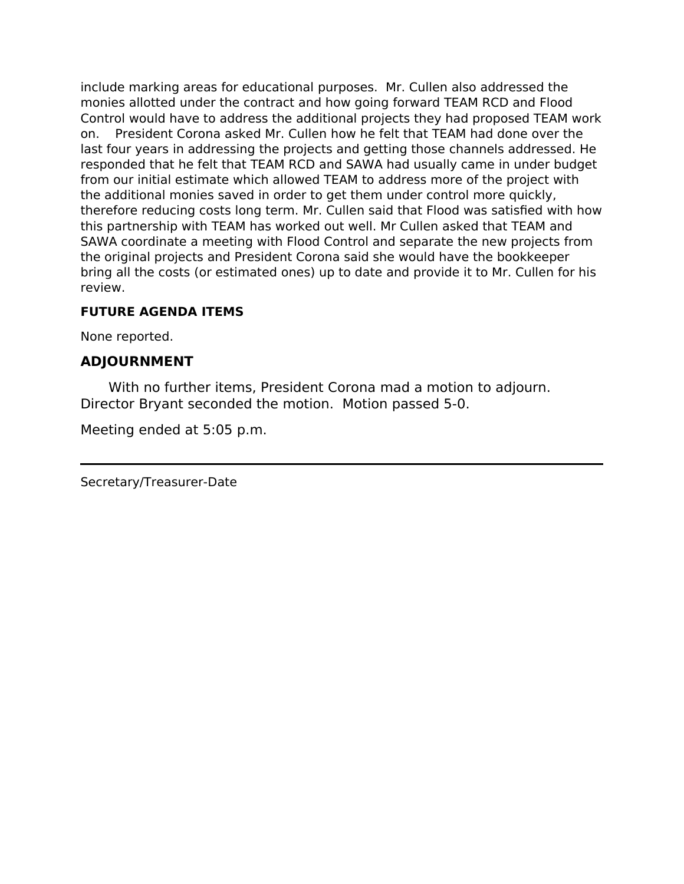include marking areas for educational purposes.  Mr. Cullen also addressed the monies allotted under the contract and how going forward TEAM RCD and Flood Control would have to address the additional projects they had proposed TEAM work on.    President Corona asked Mr. Cullen how he felt that TEAM had done over the last four years in addressing the projects and getting those channels addressed. He responded that he felt that TEAM RCD and SAWA had usually came in under budget from our initial estimate which allowed TEAM to address more of the project with the additional monies saved in order to get them under control more quickly, therefore reducing costs long term. Mr. Cullen said that Flood was satisfied with how this partnership with TEAM has worked out well. Mr Cullen asked that TEAM and SAWA coordinate a meeting with Flood Control and separate the new projects from the original projects and President Corona said she would have the bookkeeper bring all the costs (or estimated ones) up to date and provide it to Mr. Cullen for his review.

**FUTURE AGENDA ITEMS**

None reported.

## ADJOURNMENT

With no further items, President Corona mad a motion to adjourn. Director Bryant seconded the motion.  Motion passed 5-0.

Meeting ended at 5:05 p.m.

---

Secretary/Treasurer-Date